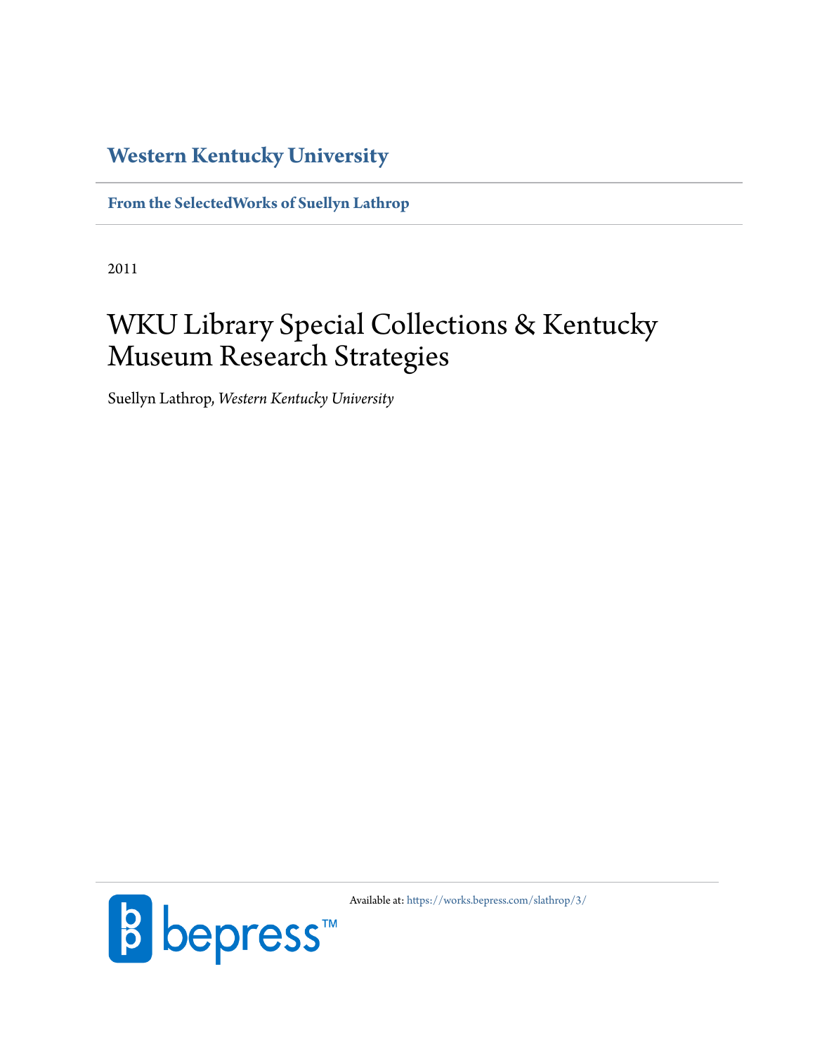**Western Kentucky University**

**From the SelectedWorks of Suellyn Lathrop**

2011

# WKU Library Special Collections & Kentucky Museum Research Strategies

Suellyn Lathrop, *Western Kentucky University*

Available at: https://works.bepress.com/slathrop/3/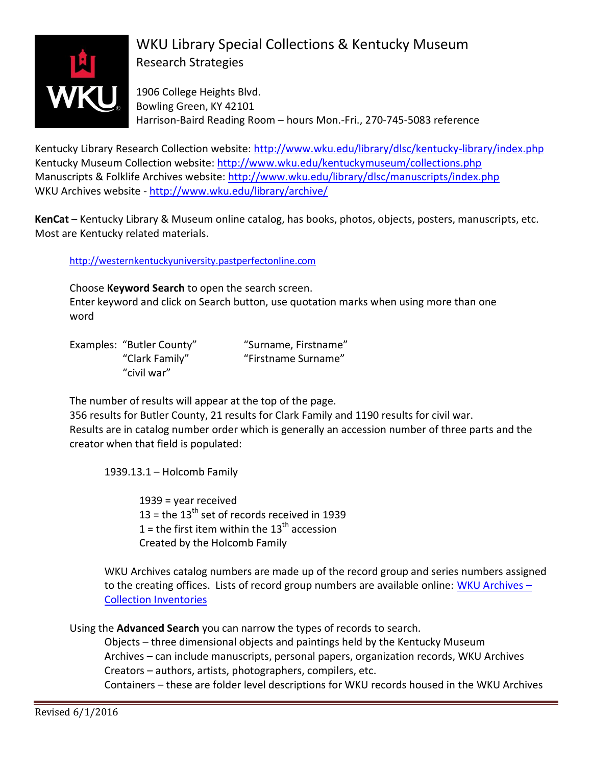# WKU Library Special Collections & Kentucky Museum

## Research Strategies

1906 College Heights Blvd.
Bowling Green, KY 42101
Harrison-Baird Reading Room – hours Mon.-Fri., 270-745-5083 reference

Kentucky Library Research Collection website: http://www.wku.edu/library/dlsc/kentucky-library/index.php
Kentucky Museum Collection website: http://www.wku.edu/kentuckymuseum/collections.php
Manuscripts & Folklife Archives website: http://www.wku.edu/library/dlsc/manuscripts/index.php
WKU Archives website - http://www.wku.edu/library/archive/

**KenCat** – Kentucky Library & Museum online catalog, has books, photos, objects, posters, manuscripts, etc. Most are Kentucky related materials.

http://westernkentuckyuniversity.pastperfectonline.com

Choose **Keyword Search** to open the search screen.
Enter keyword and click on Search button, use quotation marks when using more than one word

Examples: "Butler County" "Surname, Firstname"
"Clark Family" "Firstname Surname"
"civil war"

The number of results will appear at the top of the page.
356 results for Butler County, 21 results for Clark Family and 1190 results for civil war.
Results are in catalog number order which is generally an accession number of three parts and the creator when that field is populated:

1939.13.1 – Holcomb Family

1939 = year received
13 = the 13th set of records received in 1939
1 = the first item within the 13th accession
Created by the Holcomb Family

WKU Archives catalog numbers are made up of the record group and series numbers assigned to the creating offices. Lists of record group numbers are available online: WKU Archives – Collection Inventories

Using the **Advanced Search** you can narrow the types of records to search.

- Objects – three dimensional objects and paintings held by the Kentucky Museum
- Archives – can include manuscripts, personal papers, organization records, WKU Archives
- Creators – authors, artists, photographers, compilers, etc.
- Containers – these are folder level descriptions for WKU records housed in the WKU Archives

Revised 6/1/2016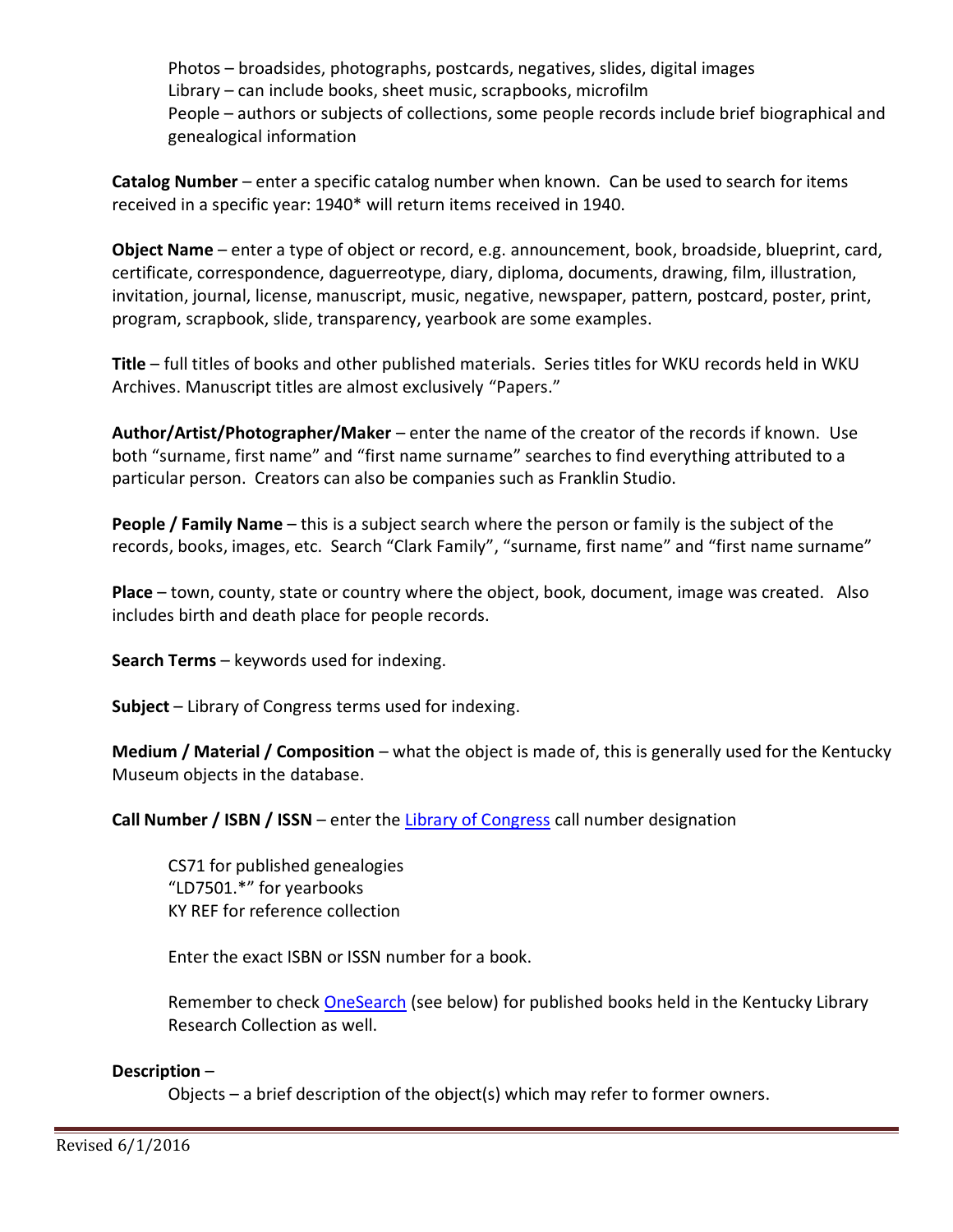Photos – broadsides, photographs, postcards, negatives, slides, digital images
Library – can include books, sheet music, scrapbooks, microfilm
People – authors or subjects of collections, some people records include brief biographical and genealogical information

**Catalog Number** – enter a specific catalog number when known. Can be used to search for items received in a specific year: 1940* will return items received in 1940.

**Object Name** – enter a type of object or record, e.g. announcement, book, broadside, blueprint, card, certificate, correspondence, daguerreotype, diary, diploma, documents, drawing, film, illustration, invitation, journal, license, manuscript, music, negative, newspaper, pattern, postcard, poster, print, program, scrapbook, slide, transparency, yearbook are some examples.

**Title** – full titles of books and other published materials. Series titles for WKU records held in WKU Archives. Manuscript titles are almost exclusively "Papers."

**Author/Artist/Photographer/Maker** – enter the name of the creator of the records if known. Use both "surname, first name" and "first name surname" searches to find everything attributed to a particular person. Creators can also be companies such as Franklin Studio.

**People / Family Name** – this is a subject search where the person or family is the subject of the records, books, images, etc. Search "Clark Family", "surname, first name" and "first name surname"

**Place** – town, county, state or country where the object, book, document, image was created. Also includes birth and death place for people records.

**Search Terms** – keywords used for indexing.

**Subject** – Library of Congress terms used for indexing.

**Medium / Material / Composition** – what the object is made of, this is generally used for the Kentucky Museum objects in the database.

**Call Number / ISBN / ISSN** – enter the Library of Congress call number designation

CS71 for published genealogies
"LD7501.*" for yearbooks
KY REF for reference collection

Enter the exact ISBN or ISSN number for a book.

Remember to check OneSearch (see below) for published books held in the Kentucky Library Research Collection as well.

**Description** –
Objects – a brief description of the object(s) which may refer to former owners.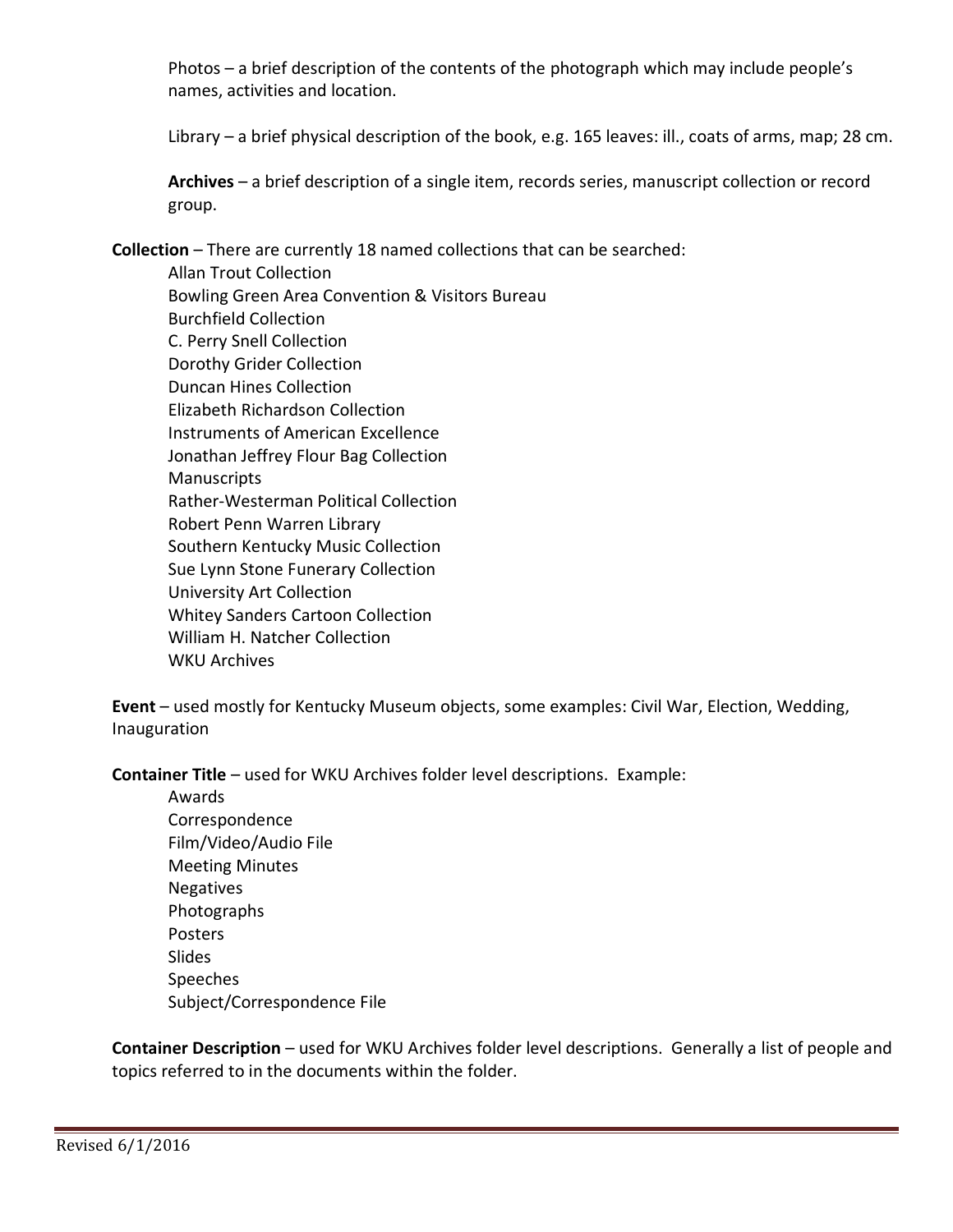Photos – a brief description of the contents of the photograph which may include people's names, activities and location.

Library – a brief physical description of the book, e.g. 165 leaves: ill., coats of arms, map; 28 cm.

**Archives** – a brief description of a single item, records series, manuscript collection or record group.

**Collection** – There are currently 18 named collections that can be searched:

- Allan Trout Collection
- Bowling Green Area Convention & Visitors Bureau
- Burchfield Collection
- C. Perry Snell Collection
- Dorothy Grider Collection
- Duncan Hines Collection
- Elizabeth Richardson Collection
- Instruments of American Excellence
- Jonathan Jeffrey Flour Bag Collection
- Manuscripts
- Rather-Westerman Political Collection
- Robert Penn Warren Library
- Southern Kentucky Music Collection
- Sue Lynn Stone Funerary Collection
- University Art Collection
- Whitey Sanders Cartoon Collection
- William H. Natcher Collection
- WKU Archives

**Event** – used mostly for Kentucky Museum objects, some examples: Civil War, Election, Wedding, Inauguration

**Container Title** – used for WKU Archives folder level descriptions. Example:

- Awards
- Correspondence
- Film/Video/Audio File
- Meeting Minutes
- Negatives
- Photographs
- Posters
- Slides
- Speeches
- Subject/Correspondence File

**Container Description** – used for WKU Archives folder level descriptions. Generally a list of people and topics referred to in the documents within the folder.

Revised 6/1/2016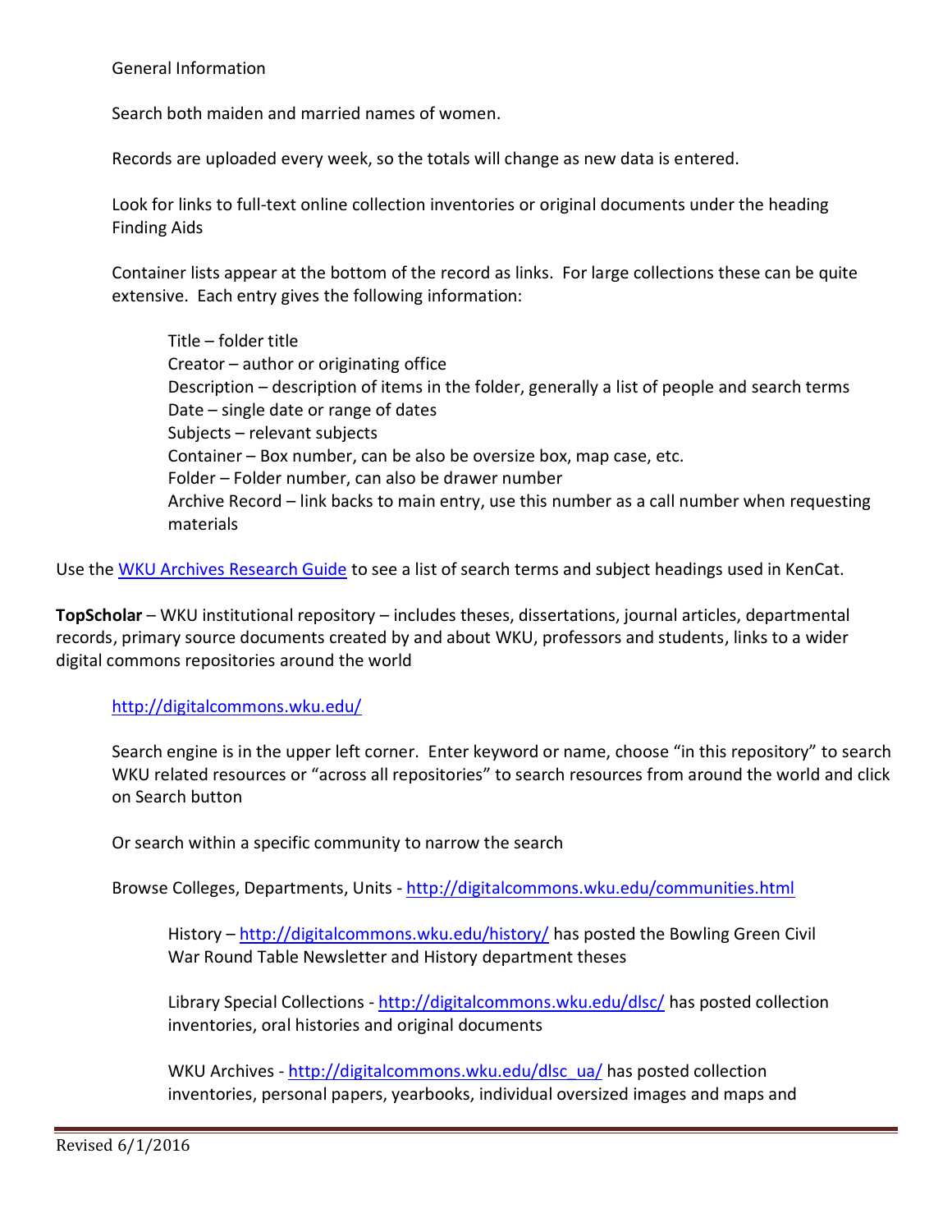General Information

Search both maiden and married names of women.

Records are uploaded every week, so the totals will change as new data is entered.

Look for links to full-text online collection inventories or original documents under the heading Finding Aids

Container lists appear at the bottom of the record as links. For large collections these can be quite extensive. Each entry gives the following information:

- Title – folder title
- Creator – author or originating office
- Description – description of items in the folder, generally a list of people and search terms
- Date – single date or range of dates
- Subjects – relevant subjects
- Container – Box number, can be also be oversize box, map case, etc.
- Folder – Folder number, can also be drawer number
- Archive Record – link backs to main entry, use this number as a call number when requesting materials

Use the WKU Archives Research Guide to see a list of search terms and subject headings used in KenCat.

**TopScholar** – WKU institutional repository – includes theses, dissertations, journal articles, departmental records, primary source documents created by and about WKU, professors and students, links to a wider digital commons repositories around the world

http://digitalcommons.wku.edu/

Search engine is in the upper left corner. Enter keyword or name, choose "in this repository" to search WKU related resources or "across all repositories" to search resources from around the world and click on Search button

Or search within a specific community to narrow the search

Browse Colleges, Departments, Units - http://digitalcommons.wku.edu/communities.html

- History – http://digitalcommons.wku.edu/history/ has posted the Bowling Green Civil War Round Table Newsletter and History department theses

- Library Special Collections - http://digitalcommons.wku.edu/dlsc/ has posted collection inventories, oral histories and original documents

- WKU Archives - http://digitalcommons.wku.edu/dlsc_ua/ has posted collection inventories, personal papers, yearbooks, individual oversized images and maps and

Revised 6/1/2016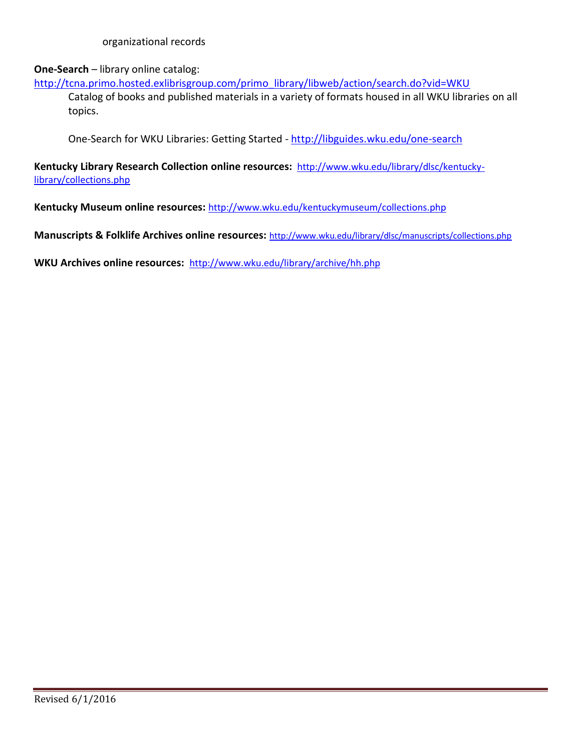organizational records

**One-Search** – library online catalog:
http://tcna.primo.hosted.exlibrisgroup.com/primo_library/libweb/action/search.do?vid=WKU

Catalog of books and published materials in a variety of formats housed in all WKU libraries on all topics.

One-Search for WKU Libraries: Getting Started - http://libguides.wku.edu/one-search

**Kentucky Library Research Collection online resources:** http://www.wku.edu/library/dlsc/kentucky-library/collections.php

**Kentucky Museum online resources:** http://www.wku.edu/kentuckymuseum/collections.php

**Manuscripts & Folklife Archives online resources:** http://www.wku.edu/library/dlsc/manuscripts/collections.php

**WKU Archives online resources:** http://www.wku.edu/library/archive/hh.php

Revised 6/1/2016